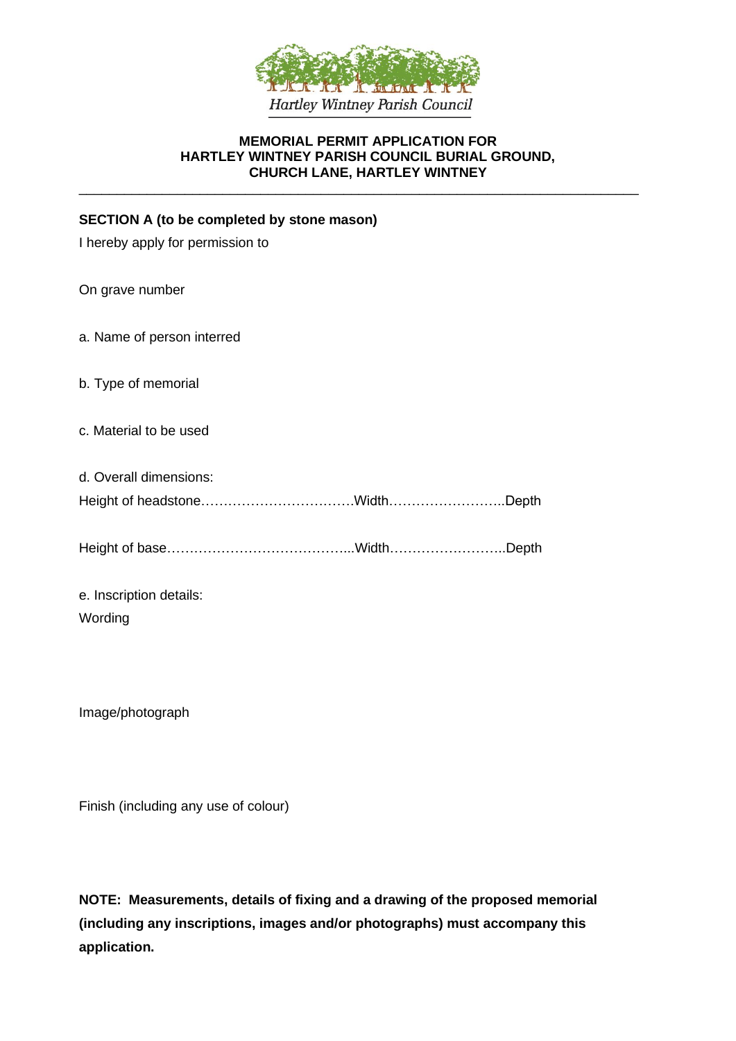Hartley Wintney Parish Council

# MEMORIAL PERMIT APPLICATION FOR HARTLEY WINTNEY PARISH COUNCIL BURIAL GROUND, CHURCH LANE, HARTLEY WINTNEY

---

**SECTION A (to be completed by stone mason)**

I hereby apply for permission to

On grave number

a. Name of person interred

b. Type of memorial

c. Material to be used

d. Overall dimensions:

Height of headstone…………………………….Width……………………..Depth

Height of base…………………………………..Width……………………..Depth

e. Inscription details:

Wording

Image/photograph

Finish (including any use of colour)

**NOTE: Measurements, details of fixing and a drawing of the proposed memorial (including any inscriptions, images and/or photographs) must accompany this application.**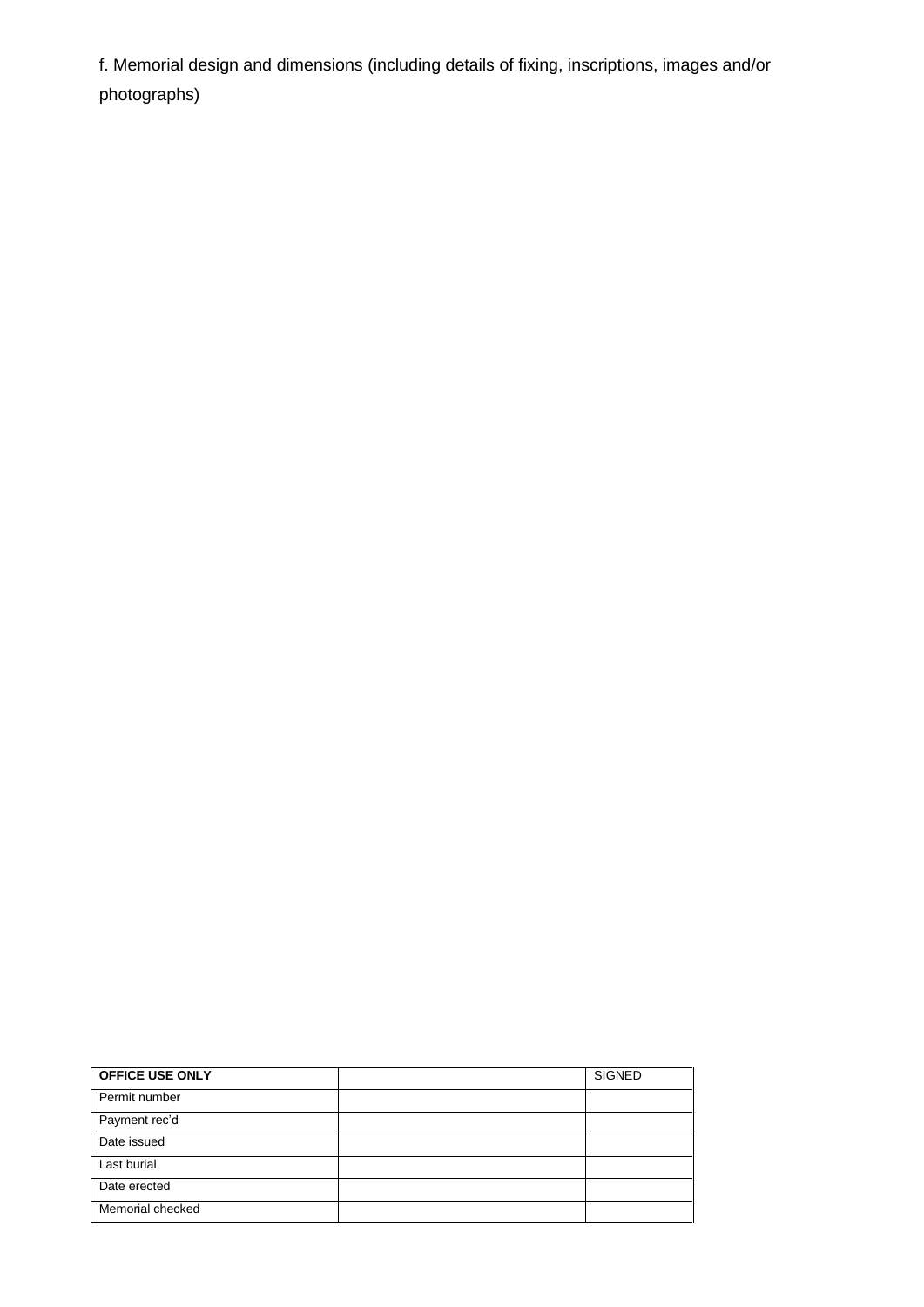f. Memorial design and dimensions (including details of fixing, inscriptions, images and/or photographs)

| **OFFICE USE ONLY** | | SIGNED |
|---|---|---|
| Permit number | | |
| Payment rec'd | | |
| Date issued | | |
| Last burial | | |
| Date erected | | |
| Memorial checked | | |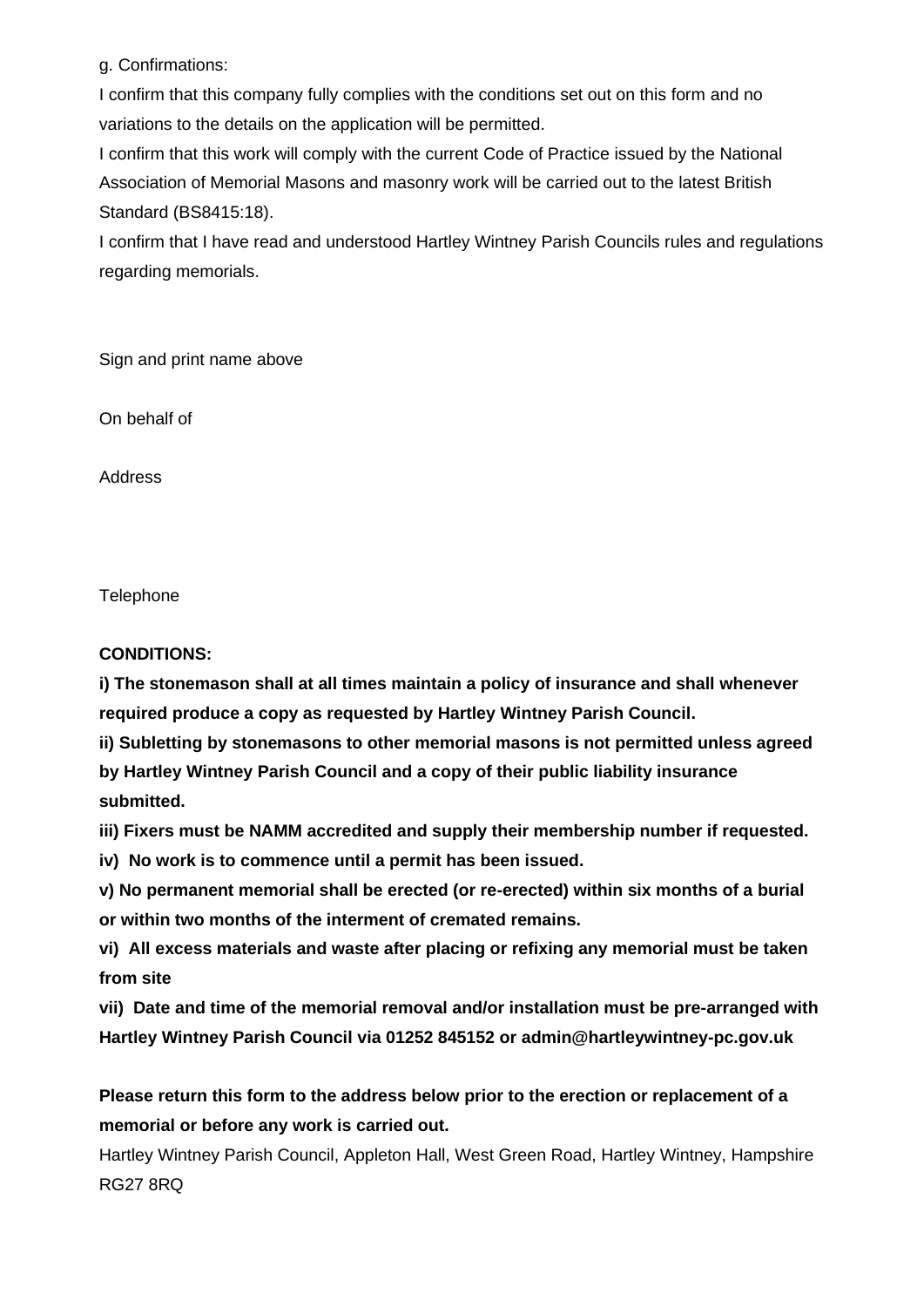g. Confirmations:

I confirm that this company fully complies with the conditions set out on this form and no variations to the details on the application will be permitted.

I confirm that this work will comply with the current Code of Practice issued by the National Association of Memorial Masons and masonry work will be carried out to the latest British Standard (BS8415:18).

I confirm that I have read and understood Hartley Wintney Parish Councils rules and regulations regarding memorials.

Sign and print name above

On behalf of

Address

Telephone

**CONDITIONS:**

**i) The stonemason shall at all times maintain a policy of insurance and shall whenever required produce a copy as requested by Hartley Wintney Parish Council.**

**ii) Subletting by stonemasons to other memorial masons is not permitted unless agreed by Hartley Wintney Parish Council and a copy of their public liability insurance submitted.**

**iii) Fixers must be NAMM accredited and supply their membership number if requested.**

**iv) No work is to commence until a permit has been issued.**

**v) No permanent memorial shall be erected (or re-erected) within six months of a burial or within two months of the interment of cremated remains.**

**vi) All excess materials and waste after placing or refixing any memorial must be taken from site**

**vii) Date and time of the memorial removal and/or installation must be pre-arranged with Hartley Wintney Parish Council via 01252 845152 or admin@hartleywintney-pc.gov.uk**

**Please return this form to the address below prior to the erection or replacement of a memorial or before any work is carried out.**

Hartley Wintney Parish Council, Appleton Hall, West Green Road, Hartley Wintney, Hampshire RG27 8RQ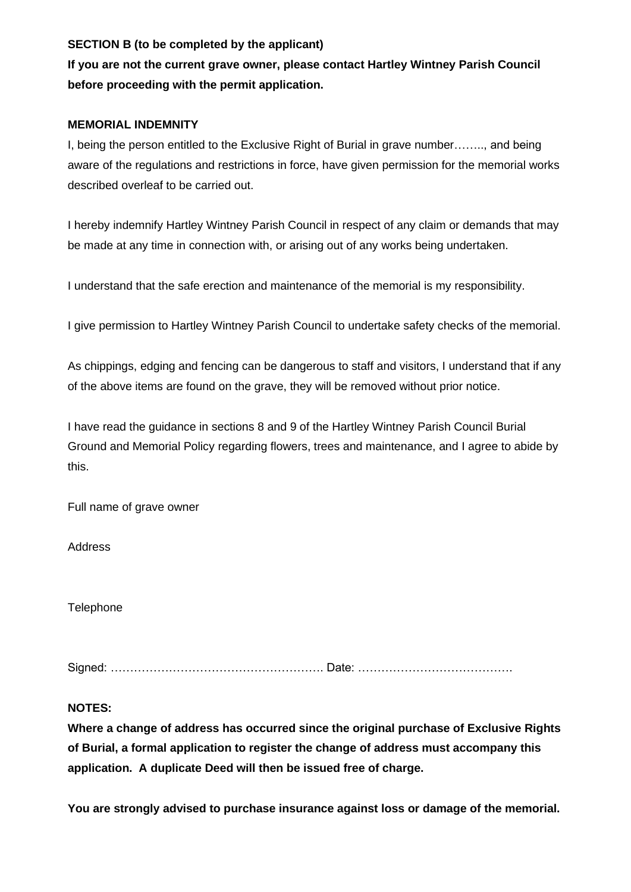**SECTION B (to be completed by the applicant)**

**If you are not the current grave owner, please contact Hartley Wintney Parish Council before proceeding with the permit application.**

**MEMORIAL INDEMNITY**

I, being the person entitled to the Exclusive Right of Burial in grave number…….., and being aware of the regulations and restrictions in force, have given permission for the memorial works described overleaf to be carried out.

I hereby indemnify Hartley Wintney Parish Council in respect of any claim or demands that may be made at any time in connection with, or arising out of any works being undertaken.

I understand that the safe erection and maintenance of the memorial is my responsibility.

I give permission to Hartley Wintney Parish Council to undertake safety checks of the memorial.

As chippings, edging and fencing can be dangerous to staff and visitors, I understand that if any of the above items are found on the grave, they will be removed without prior notice.

I have read the guidance in sections 8 and 9 of the Hartley Wintney Parish Council Burial Ground and Memorial Policy regarding flowers, trees and maintenance, and I agree to abide by this.

Full name of grave owner

Address

Telephone

Signed: ………………………………………………. Date: …………………………………

**NOTES:**

**Where a change of address has occurred since the original purchase of Exclusive Rights of Burial, a formal application to register the change of address must accompany this application. A duplicate Deed will then be issued free of charge.**

**You are strongly advised to purchase insurance against loss or damage of the memorial.**